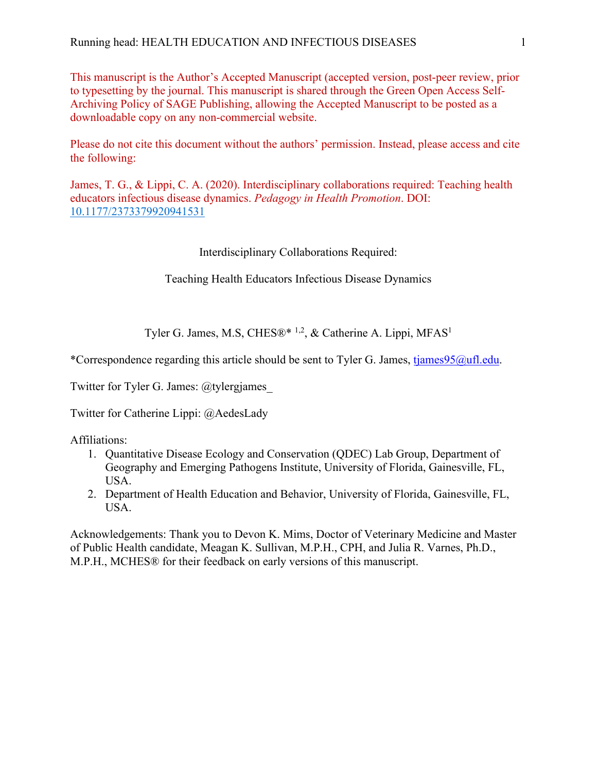This manuscript is the Author's Accepted Manuscript (accepted version, post-peer review, prior to typesetting by the journal. This manuscript is shared through the Green Open Access Self-Archiving Policy of SAGE Publishing, allowing the Accepted Manuscript to be posted as a downloadable copy on any non-commercial website.

Please do not cite this document without the authors' permission. Instead, please access and cite the following:

James, T. G., & Lippi, C. A. (2020). Interdisciplinary collaborations required: Teaching health educators infectious disease dynamics. *Pedagogy in Health Promotion*. DOI: [10.1177/2373379920941531](https://doi.org/10.1177/2373379920941531)

# Interdisciplinary Collaborations Required: Teaching Health Educators Infectious Disease Dynamics

Tyler G. James, M.S, CHES®* [1,2], & Catherine A. Lippi, MFAS[1]

*Correspondence regarding this article should be sent to Tyler G. James, tjames95@ufl.edu.

Twitter for Tyler G. James: @tylergjames_

Twitter for Catherine Lippi: @AedesLady

Affiliations:

1. Quantitative Disease Ecology and Conservation (QDEC) Lab Group, Department of Geography and Emerging Pathogens Institute, University of Florida, Gainesville, FL, USA.
2. Department of Health Education and Behavior, University of Florida, Gainesville, FL, USA.

Acknowledgements: Thank you to Devon K. Mims, Doctor of Veterinary Medicine and Master of Public Health candidate, Meagan K. Sullivan, M.P.H., CPH, and Julia R. Varnes, Ph.D., M.P.H., MCHES® for their feedback on early versions of this manuscript.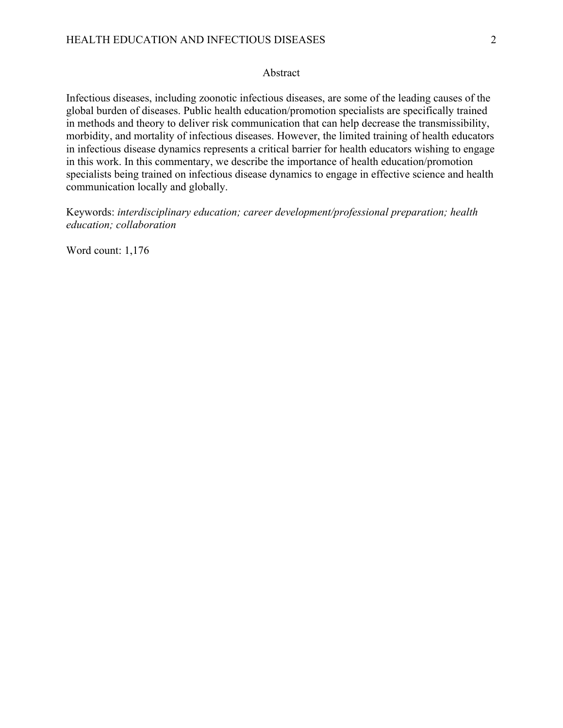## Abstract

Infectious diseases, including zoonotic infectious diseases, are some of the leading causes of the global burden of diseases. Public health education/promotion specialists are specifically trained in methods and theory to deliver risk communication that can help decrease the transmissibility, morbidity, and mortality of infectious diseases. However, the limited training of health educators in infectious disease dynamics represents a critical barrier for health educators wishing to engage in this work. In this commentary, we describe the importance of health education/promotion specialists being trained on infectious disease dynamics to engage in effective science and health communication locally and globally.

Keywords: *interdisciplinary education; career development/professional preparation; health education; collaboration*

Word count: 1,176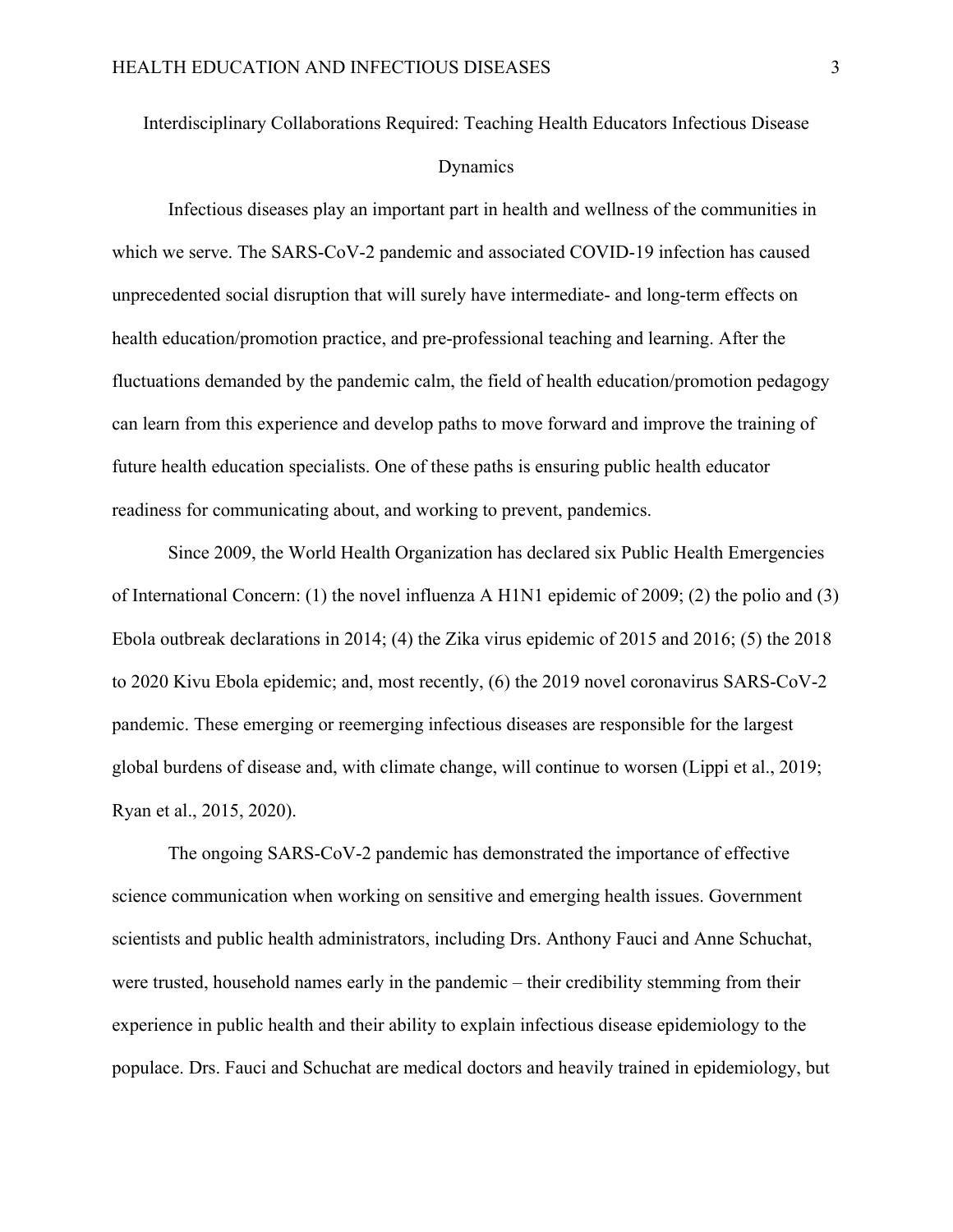# Interdisciplinary Collaborations Required: Teaching Health Educators Infectious Disease Dynamics

Infectious diseases play an important part in health and wellness of the communities in which we serve. The SARS-CoV-2 pandemic and associated COVID-19 infection has caused unprecedented social disruption that will surely have intermediate- and long-term effects on health education/promotion practice, and pre-professional teaching and learning. After the fluctuations demanded by the pandemic calm, the field of health education/promotion pedagogy can learn from this experience and develop paths to move forward and improve the training of future health education specialists. One of these paths is ensuring public health educator readiness for communicating about, and working to prevent, pandemics.

Since 2009, the World Health Organization has declared six Public Health Emergencies of International Concern: (1) the novel influenza A H1N1 epidemic of 2009; (2) the polio and (3) Ebola outbreak declarations in 2014; (4) the Zika virus epidemic of 2015 and 2016; (5) the 2018 to 2020 Kivu Ebola epidemic; and, most recently, (6) the 2019 novel coronavirus SARS-CoV-2 pandemic. These emerging or reemerging infectious diseases are responsible for the largest global burdens of disease and, with climate change, will continue to worsen (Lippi et al., 2019; Ryan et al., 2015, 2020).

The ongoing SARS-CoV-2 pandemic has demonstrated the importance of effective science communication when working on sensitive and emerging health issues. Government scientists and public health administrators, including Drs. Anthony Fauci and Anne Schuchat, were trusted, household names early in the pandemic – their credibility stemming from their experience in public health and their ability to explain infectious disease epidemiology to the populace. Drs. Fauci and Schuchat are medical doctors and heavily trained in epidemiology, but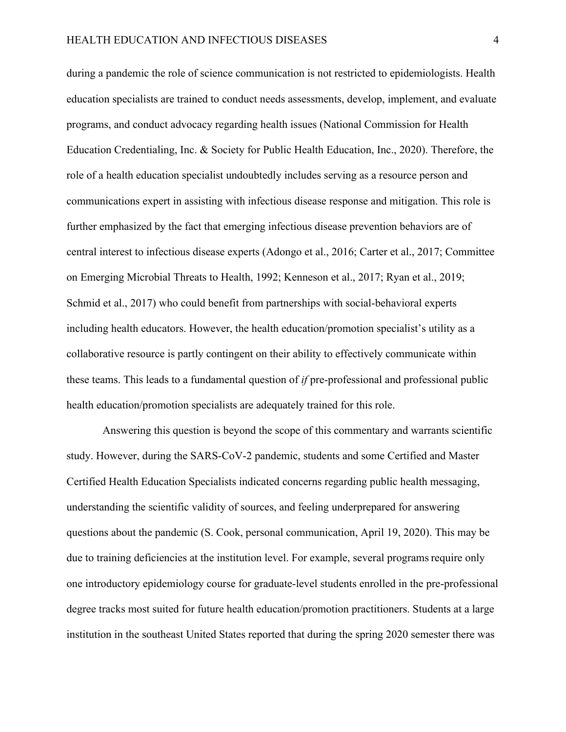during a pandemic the role of science communication is not restricted to epidemiologists. Health education specialists are trained to conduct needs assessments, develop, implement, and evaluate programs, and conduct advocacy regarding health issues (National Commission for Health Education Credentialing, Inc. & Society for Public Health Education, Inc., 2020). Therefore, the role of a health education specialist undoubtedly includes serving as a resource person and communications expert in assisting with infectious disease response and mitigation. This role is further emphasized by the fact that emerging infectious disease prevention behaviors are of central interest to infectious disease experts (Adongo et al., 2016; Carter et al., 2017; Committee on Emerging Microbial Threats to Health, 1992; Kenneson et al., 2017; Ryan et al., 2019; Schmid et al., 2017) who could benefit from partnerships with social-behavioral experts including health educators. However, the health education/promotion specialist's utility as a collaborative resource is partly contingent on their ability to effectively communicate within these teams. This leads to a fundamental question of *if* pre-professional and professional public health education/promotion specialists are adequately trained for this role.

Answering this question is beyond the scope of this commentary and warrants scientific study. However, during the SARS-CoV-2 pandemic, students and some Certified and Master Certified Health Education Specialists indicated concerns regarding public health messaging, understanding the scientific validity of sources, and feeling underprepared for answering questions about the pandemic (S. Cook, personal communication, April 19, 2020). This may be due to training deficiencies at the institution level. For example, several programs require only one introductory epidemiology course for graduate-level students enrolled in the pre-professional degree tracks most suited for future health education/promotion practitioners. Students at a large institution in the southeast United States reported that during the spring 2020 semester there was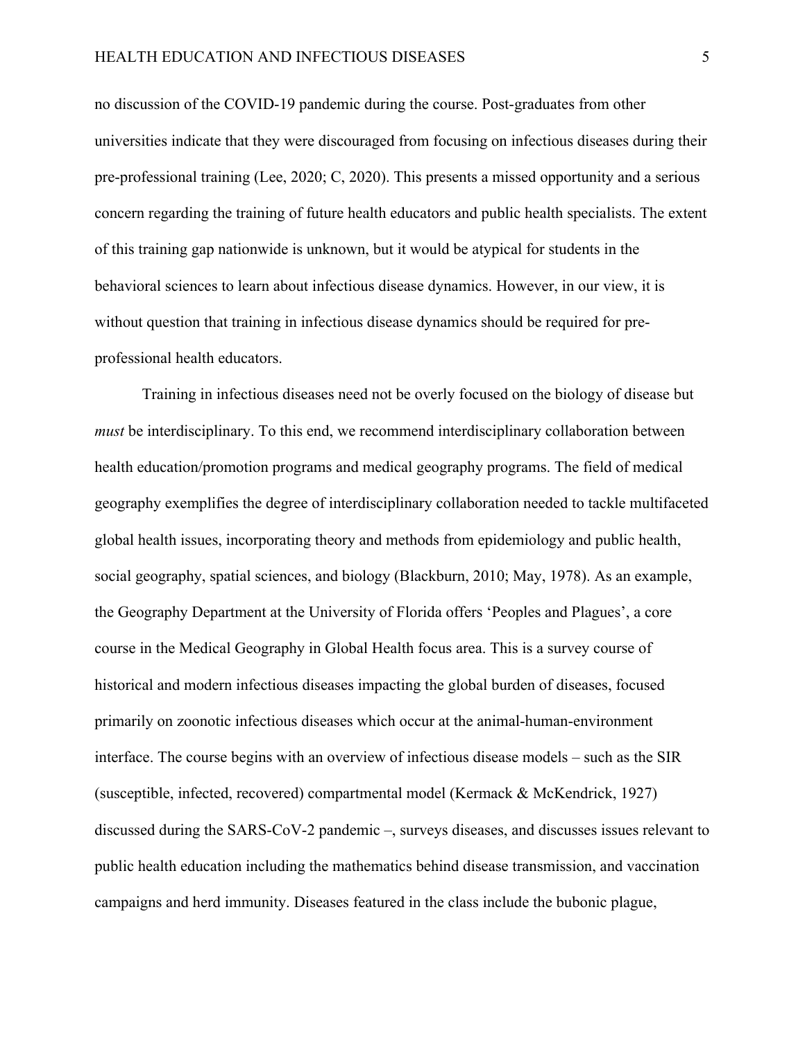no discussion of the COVID-19 pandemic during the course. Post-graduates from other universities indicate that they were discouraged from focusing on infectious diseases during their pre-professional training (Lee, 2020; C, 2020). This presents a missed opportunity and a serious concern regarding the training of future health educators and public health specialists. The extent of this training gap nationwide is unknown, but it would be atypical for students in the behavioral sciences to learn about infectious disease dynamics. However, in our view, it is without question that training in infectious disease dynamics should be required for pre-professional health educators.

Training in infectious diseases need not be overly focused on the biology of disease but *must* be interdisciplinary. To this end, we recommend interdisciplinary collaboration between health education/promotion programs and medical geography programs. The field of medical geography exemplifies the degree of interdisciplinary collaboration needed to tackle multifaceted global health issues, incorporating theory and methods from epidemiology and public health, social geography, spatial sciences, and biology (Blackburn, 2010; May, 1978). As an example, the Geography Department at the University of Florida offers 'Peoples and Plagues', a core course in the Medical Geography in Global Health focus area. This is a survey course of historical and modern infectious diseases impacting the global burden of diseases, focused primarily on zoonotic infectious diseases which occur at the animal-human-environment interface. The course begins with an overview of infectious disease models – such as the SIR (susceptible, infected, recovered) compartmental model (Kermack & McKendrick, 1927) discussed during the SARS-CoV-2 pandemic –, surveys diseases, and discusses issues relevant to public health education including the mathematics behind disease transmission, and vaccination campaigns and herd immunity. Diseases featured in the class include the bubonic plague,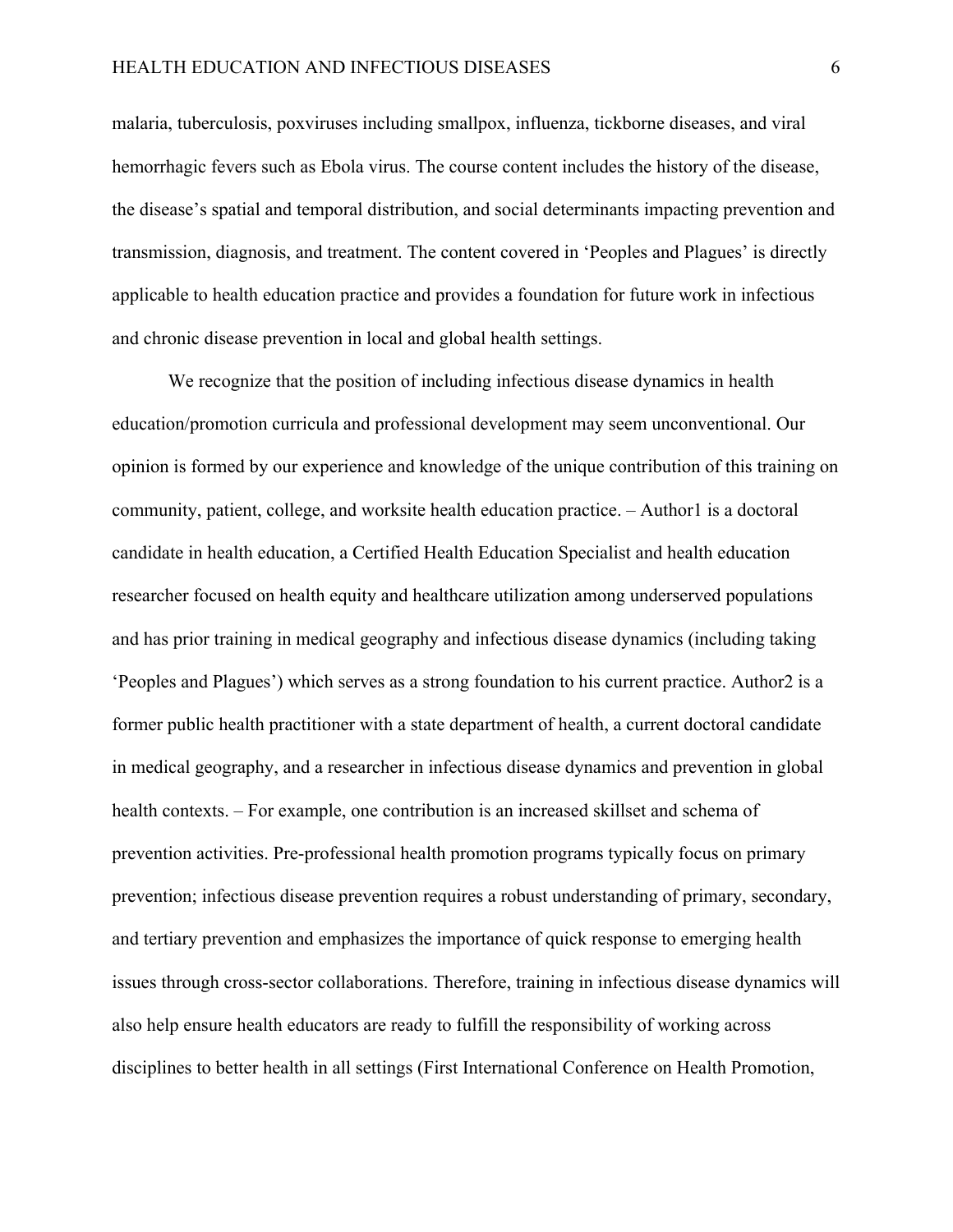malaria, tuberculosis, poxviruses including smallpox, influenza, tickborne diseases, and viral hemorrhagic fevers such as Ebola virus. The course content includes the history of the disease, the disease's spatial and temporal distribution, and social determinants impacting prevention and transmission, diagnosis, and treatment. The content covered in 'Peoples and Plagues' is directly applicable to health education practice and provides a foundation for future work in infectious and chronic disease prevention in local and global health settings.

We recognize that the position of including infectious disease dynamics in health education/promotion curricula and professional development may seem unconventional. Our opinion is formed by our experience and knowledge of the unique contribution of this training on community, patient, college, and worksite health education practice. – Author1 is a doctoral candidate in health education, a Certified Health Education Specialist and health education researcher focused on health equity and healthcare utilization among underserved populations and has prior training in medical geography and infectious disease dynamics (including taking 'Peoples and Plagues') which serves as a strong foundation to his current practice. Author2 is a former public health practitioner with a state department of health, a current doctoral candidate in medical geography, and a researcher in infectious disease dynamics and prevention in global health contexts. – For example, one contribution is an increased skillset and schema of prevention activities. Pre-professional health promotion programs typically focus on primary prevention; infectious disease prevention requires a robust understanding of primary, secondary, and tertiary prevention and emphasizes the importance of quick response to emerging health issues through cross-sector collaborations. Therefore, training in infectious disease dynamics will also help ensure health educators are ready to fulfill the responsibility of working across disciplines to better health in all settings (First International Conference on Health Promotion,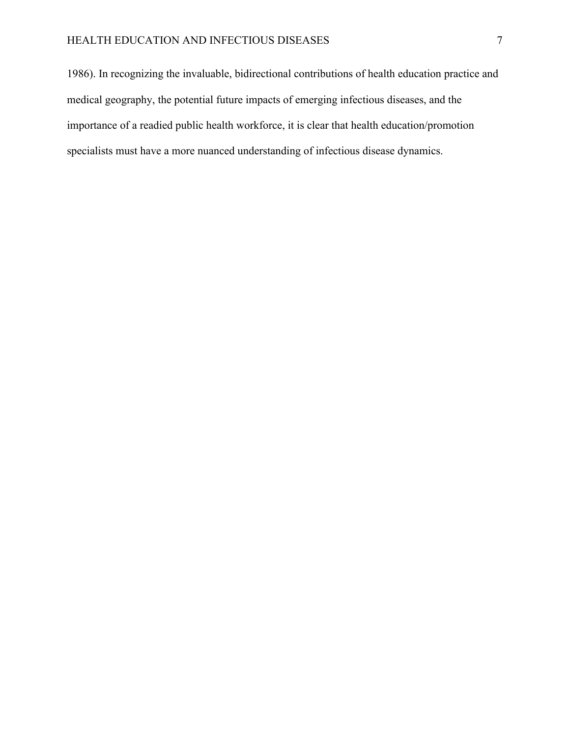1986). In recognizing the invaluable, bidirectional contributions of health education practice and medical geography, the potential future impacts of emerging infectious diseases, and the importance of a readied public health workforce, it is clear that health education/promotion specialists must have a more nuanced understanding of infectious disease dynamics.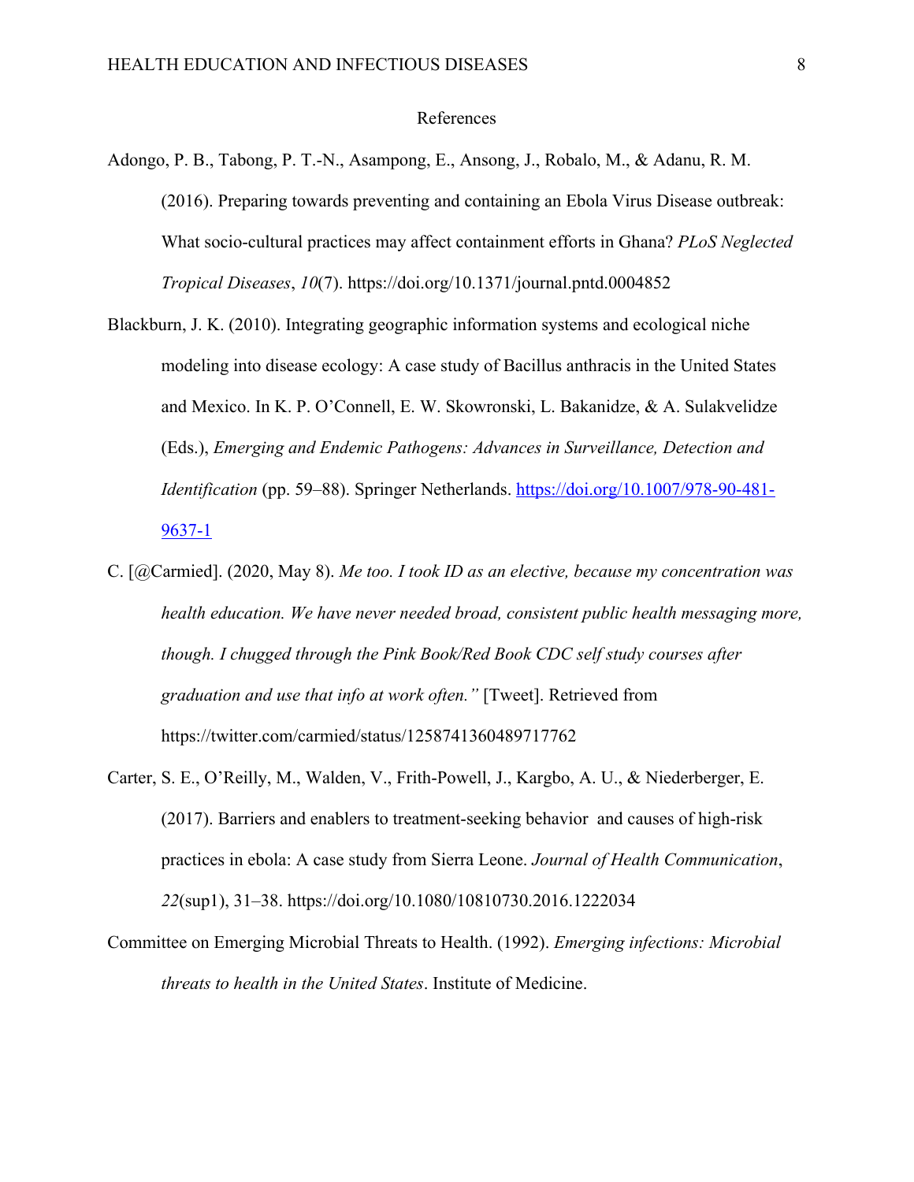# References

Adongo, P. B., Tabong, P. T.-N., Asampong, E., Ansong, J., Robalo, M., & Adanu, R. M. (2016). Preparing towards preventing and containing an Ebola Virus Disease outbreak: What socio-cultural practices may affect containment efforts in Ghana? *PLoS Neglected Tropical Diseases*, *10*(7). https://doi.org/10.1371/journal.pntd.0004852

Blackburn, J. K. (2010). Integrating geographic information systems and ecological niche modeling into disease ecology: A case study of Bacillus anthracis in the United States and Mexico. In K. P. O'Connell, E. W. Skowronski, L. Bakanidze, & A. Sulakvelidze (Eds.), *Emerging and Endemic Pathogens: Advances in Surveillance, Detection and Identification* (pp. 59–88). Springer Netherlands. https://doi.org/10.1007/978-90-481-9637-1

C. [@Carmied]. (2020, May 8). *Me too. I took ID as an elective, because my concentration was health education. We have never needed broad, consistent public health messaging more, though. I chugged through the Pink Book/Red Book CDC self study courses after graduation and use that info at work often."* [Tweet]. Retrieved from https://twitter.com/carmied/status/1258741360489717762

Carter, S. E., O'Reilly, M., Walden, V., Frith-Powell, J., Kargbo, A. U., & Niederberger, E. (2017). Barriers and enablers to treatment-seeking behavior and causes of high-risk practices in ebola: A case study from Sierra Leone. *Journal of Health Communication*, *22*(sup1), 31–38. https://doi.org/10.1080/10810730.2016.1222034

Committee on Emerging Microbial Threats to Health. (1992). *Emerging infections: Microbial threats to health in the United States*. Institute of Medicine.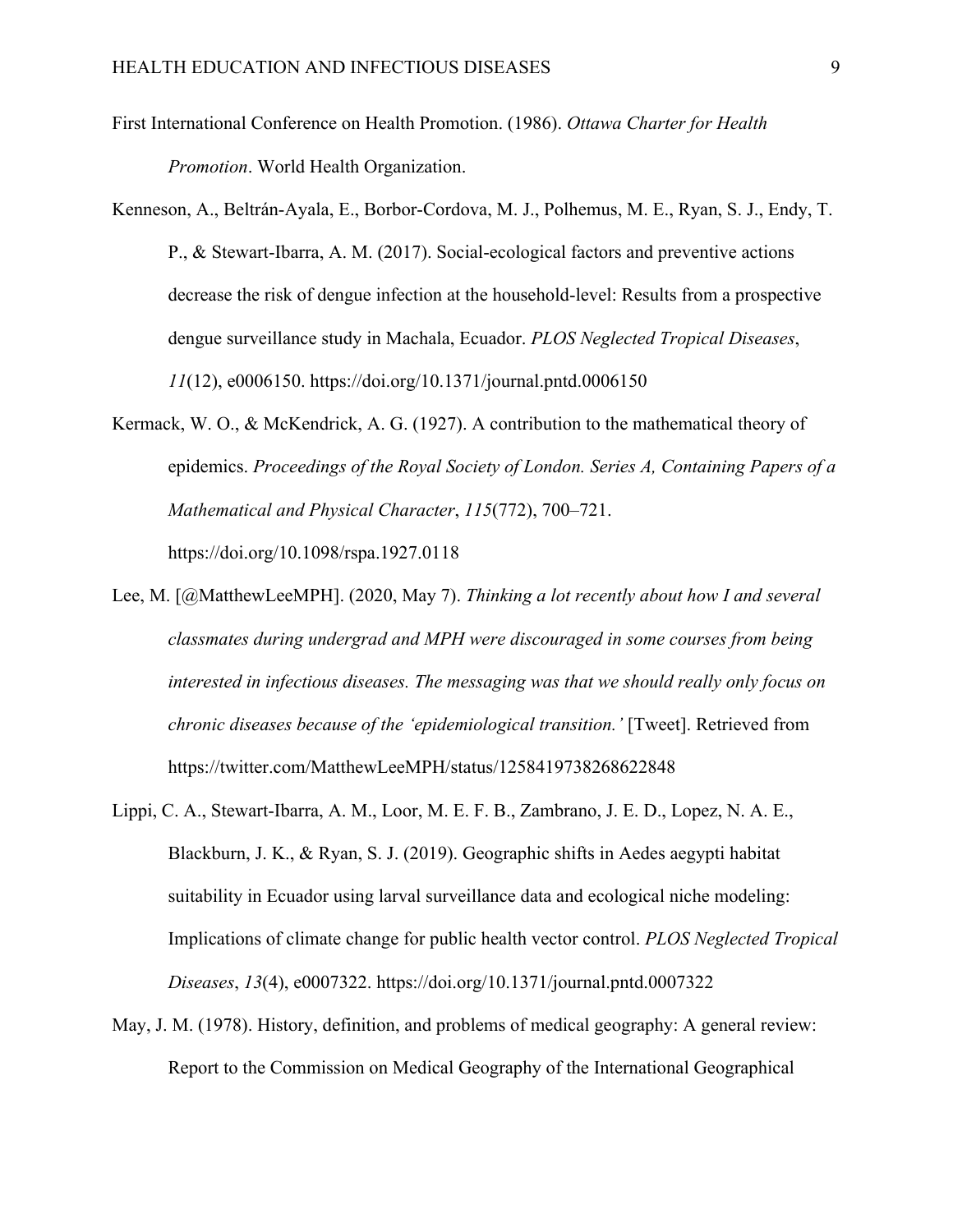First International Conference on Health Promotion. (1986). *Ottawa Charter for Health Promotion*. World Health Organization.

Kenneson, A., Beltrán-Ayala, E., Borbor-Cordova, M. J., Polhemus, M. E., Ryan, S. J., Endy, T. P., & Stewart-Ibarra, A. M. (2017). Social-ecological factors and preventive actions decrease the risk of dengue infection at the household-level: Results from a prospective dengue surveillance study in Machala, Ecuador. *PLOS Neglected Tropical Diseases*, *11*(12), e0006150. https://doi.org/10.1371/journal.pntd.0006150

Kermack, W. O., & McKendrick, A. G. (1927). A contribution to the mathematical theory of epidemics. *Proceedings of the Royal Society of London. Series A, Containing Papers of a Mathematical and Physical Character*, *115*(772), 700–721. https://doi.org/10.1098/rspa.1927.0118

Lee, M. [@MatthewLeeMPH]. (2020, May 7). *Thinking a lot recently about how I and several classmates during undergrad and MPH were discouraged in some courses from being interested in infectious diseases. The messaging was that we should really only focus on chronic diseases because of the 'epidemiological transition.'* [Tweet]. Retrieved from https://twitter.com/MatthewLeeMPH/status/1258419738268622848

Lippi, C. A., Stewart-Ibarra, A. M., Loor, M. E. F. B., Zambrano, J. E. D., Lopez, N. A. E., Blackburn, J. K., & Ryan, S. J. (2019). Geographic shifts in Aedes aegypti habitat suitability in Ecuador using larval surveillance data and ecological niche modeling: Implications of climate change for public health vector control. *PLOS Neglected Tropical Diseases*, *13*(4), e0007322. https://doi.org/10.1371/journal.pntd.0007322

May, J. M. (1978). History, definition, and problems of medical geography: A general review: Report to the Commission on Medical Geography of the International Geographical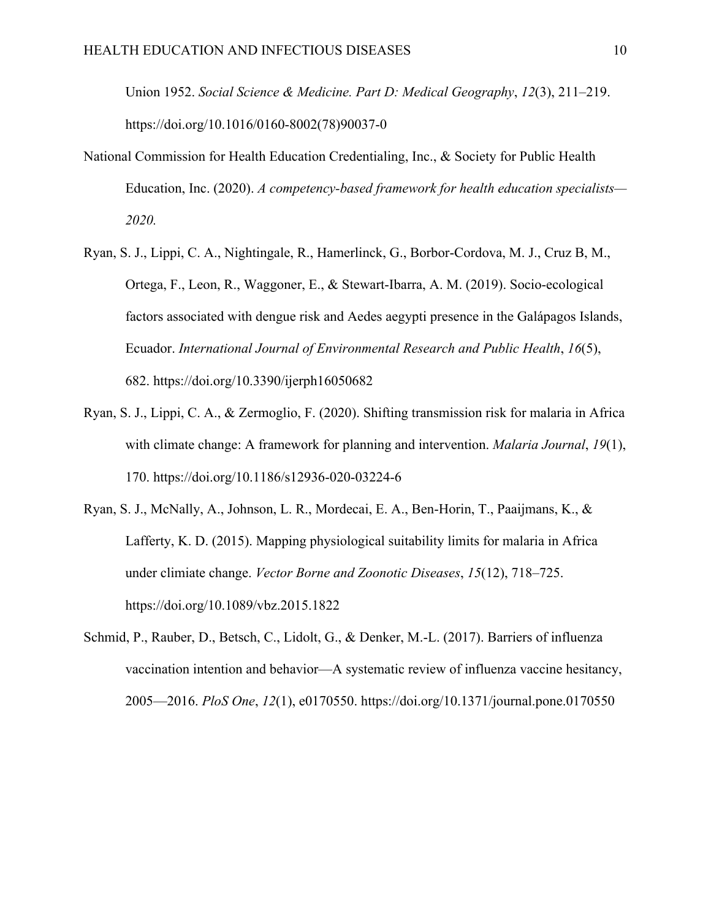Union 1952. *Social Science & Medicine. Part D: Medical Geography*, *12*(3), 211–219. https://doi.org/10.1016/0160-8002(78)90037-0

National Commission for Health Education Credentialing, Inc., & Society for Public Health Education, Inc. (2020). *A competency-based framework for health education specialists—2020.*

Ryan, S. J., Lippi, C. A., Nightingale, R., Hamerlinck, G., Borbor-Cordova, M. J., Cruz B, M., Ortega, F., Leon, R., Waggoner, E., & Stewart-Ibarra, A. M. (2019). Socio-ecological factors associated with dengue risk and Aedes aegypti presence in the Galápagos Islands, Ecuador. *International Journal of Environmental Research and Public Health*, *16*(5), 682. https://doi.org/10.3390/ijerph16050682

Ryan, S. J., Lippi, C. A., & Zermoglio, F. (2020). Shifting transmission risk for malaria in Africa with climate change: A framework for planning and intervention. *Malaria Journal*, *19*(1), 170. https://doi.org/10.1186/s12936-020-03224-6

Ryan, S. J., McNally, A., Johnson, L. R., Mordecai, E. A., Ben-Horin, T., Paaijmans, K., & Lafferty, K. D. (2015). Mapping physiological suitability limits for malaria in Africa under climiate change. *Vector Borne and Zoonotic Diseases*, *15*(12), 718–725. https://doi.org/10.1089/vbz.2015.1822

Schmid, P., Rauber, D., Betsch, C., Lidolt, G., & Denker, M.-L. (2017). Barriers of influenza vaccination intention and behavior—A systematic review of influenza vaccine hesitancy, 2005—2016. *PloS One*, *12*(1), e0170550. https://doi.org/10.1371/journal.pone.0170550